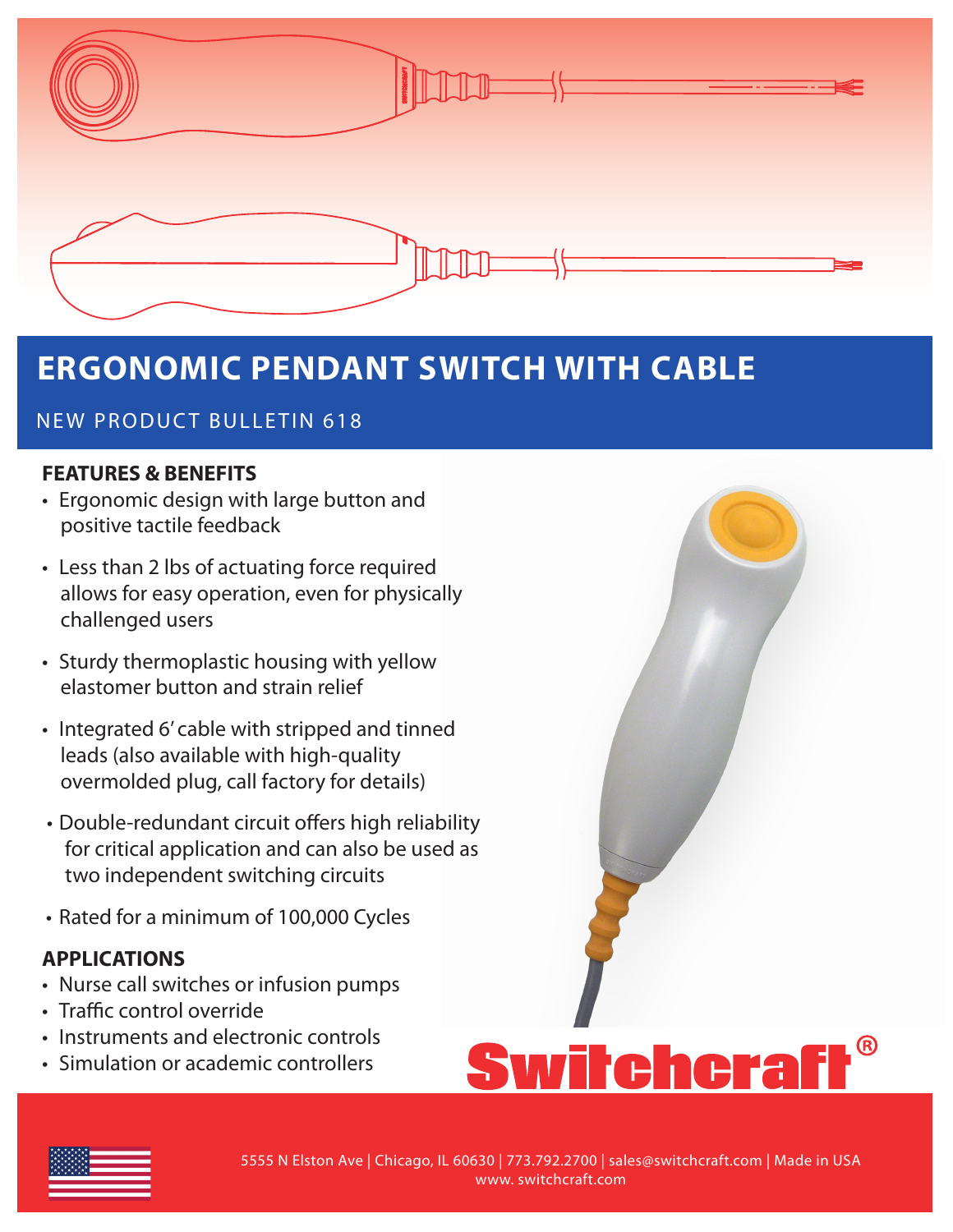# ERGONOMIC PENDANT SWITCH WITH CABLE

NEW PRODUCT BULLETIN 618

## FEATURES & BENEFITS

- Ergonomic design with large button and positive tactile feedback
- Less than 2 lbs of actuating force required allows for easy operation, even for physically challenged users
- Sturdy thermoplastic housing with yellow elastomer button and strain relief
- Integrated 6' cable with stripped and tinned leads (also available with high-quality overmolded plug, call factory for details)
- Double-redundant circuit offers high reliability for critical application and can also be used as two independent switching circuits
- Rated for a minimum of 100,000 Cycles

## APPLICATIONS

- Nurse call switches or infusion pumps
- Traffic control override
- Instruments and electronic controls
- Simulation or academic controllers

Switchcraft®

5555 N Elston Ave | Chicago, IL 60630 | 773.792.2700 | sales@switchcraft.com | Made in USA
www. switchcraft.com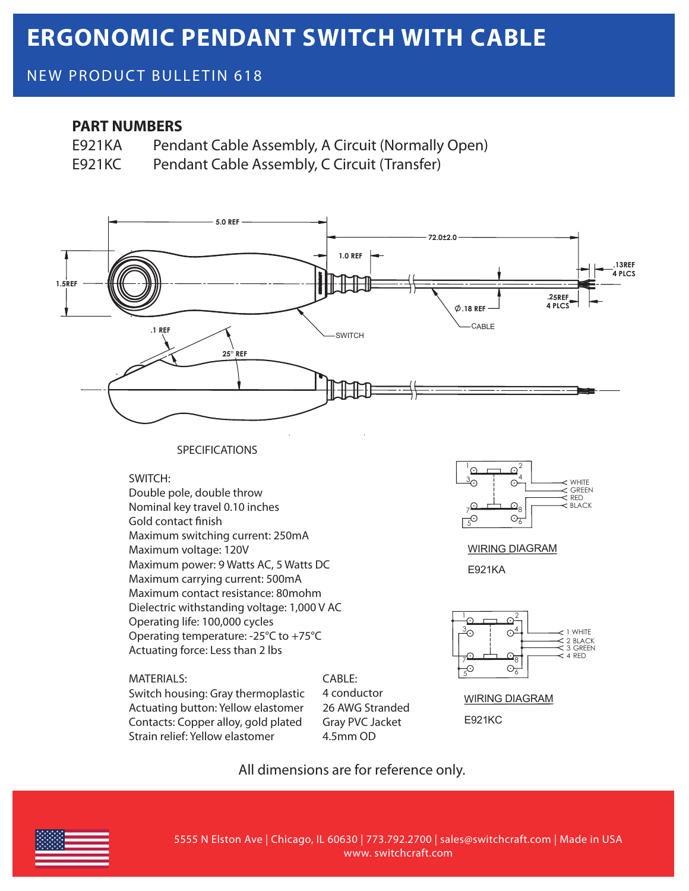# ERGONOMIC PENDANT SWITCH WITH CABLE

NEW PRODUCT BULLETIN 618

## PART NUMBERS

| | |
|---|---|
| E921KA | Pendant Cable Assembly, A Circuit (Normally Open) |
| E921KC | Pendant Cable Assembly, C Circuit (Transfer) |

5.0 REF
72.0±2.0
1.0 REF
.13REF 4 PLCS
1.5REF
.25REF 4 PLCS
Ø.18 REF
CABLE
SWITCH
.1 REF
25° REF

SPECIFICATIONS

SWITCH:
Double pole, double throw
Nominal key travel 0.10 inches
Gold contact finish
Maximum switching current: 250mA
Maximum voltage: 120V
Maximum power: 9 Watts AC, 5 Watts DC
Maximum carrying current: 500mA
Maximum contact resistance: 80mohm
Dielectric withstanding voltage: 1,000 V AC
Operating life: 100,000 cycles
Operating temperature: -25°C to +75°C
Actuating force: Less than 2 lbs

MATERIALS:
Switch housing: Gray thermoplastic
Actuating button: Yellow elastomer
Contacts: Copper alloy, gold plated
Strain relief: Yellow elastomer

CABLE:
4 conductor
26 AWG Stranded
Gray PVC Jacket
4.5mm OD

1 2 3 4 7 8 5 6
WHITE
GREEN
RED
BLACK

WIRING DIAGRAM

E921KA

1 2 3 4 7 8 5 6
1 WHITE
2 BLACK
3 GREEN
4 RED

WIRING DIAGRAM

E921KC

All dimensions are for reference only.

5555 N Elston Ave | Chicago, IL 60630 | 773.792.2700 | sales@switchcraft.com | Made in USA
www.switchcraft.com